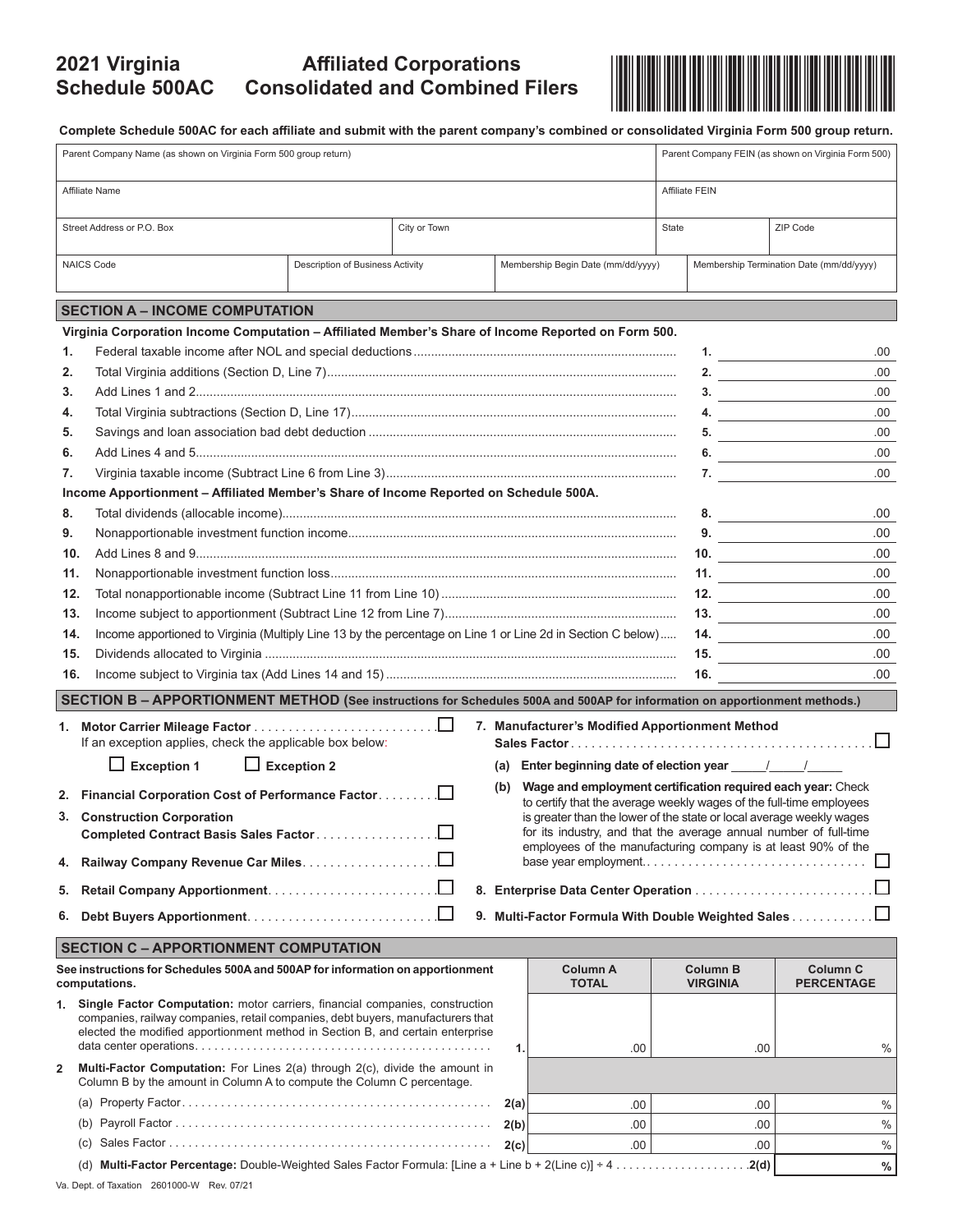# 2021 Virginia Schedule 500AC — Affiliated Corporations Consolidated and Combined Filers

**Complete Schedule 500AC for each affiliate and submit with the parent company's combined or consolidated Virginia Form 500 group return.**

| Parent Company Name (as shown on Virginia Form 500 group return) | | | Parent Company FEIN (as shown on Virginia Form 500) | |
|---|---|---|---|---|
| Affiliate Name | | | Affiliate FEIN | |
| Street Address or P.O. Box | | City or Town | State | ZIP Code |
| NAICS Code | Description of Business Activity | Membership Begin Date (mm/dd/yyyy) | Membership Termination Date (mm/dd/yyyy) | |

## SECTION A – INCOME COMPUTATION

**Virginia Corporation Income Computation – Affiliated Member's Share of Income Reported on Form 500.**

| | | | |
|---|---|---|---|
| 1. | Federal taxable income after NOL and special deductions | 1. | .00 |
| 2. | Total Virginia additions (Section D, Line 7) | 2. | .00 |
| 3. | Add Lines 1 and 2 | 3. | .00 |
| 4. | Total Virginia subtractions (Section D, Line 17) | 4. | .00 |
| 5. | Savings and loan association bad debt deduction | 5. | .00 |
| 6. | Add Lines 4 and 5 | 6. | .00 |
| 7. | Virginia taxable income (Subtract Line 6 from Line 3) | 7. | .00 |

**Income Apportionment – Affiliated Member's Share of Income Reported on Schedule 500A.**

| | | | |
|---|---|---|---|
| 8. | Total dividends (allocable income) | 8. | .00 |
| 9. | Nonapportionable investment function income | 9. | .00 |
| 10. | Add Lines 8 and 9 | 10. | .00 |
| 11. | Nonapportionable investment function loss | 11. | .00 |
| 12. | Total nonapportionable income (Subtract Line 11 from Line 10) | 12. | .00 |
| 13. | Income subject to apportionment (Subtract Line 12 from Line 7) | 13. | .00 |
| 14. | Income apportioned to Virginia (Multiply Line 13 by the percentage on Line 1 or Line 2d in Section C below) | 14. | .00 |
| 15. | Dividends allocated to Virginia | 15. | .00 |
| 16. | Income subject to Virginia tax (Add Lines 14 and 15) | 16. | .00 |

## SECTION B – APPORTIONMENT METHOD (See instructions for Schedules 500A and 500AP for information on apportionment methods.)

1. **Motor Carrier Mileage Factor** ☐
   If an exception applies, check the applicable box below:
   ☐ **Exception 1** ☐ **Exception 2**
2. **Financial Corporation Cost of Performance Factor** ☐
3. **Construction Corporation Completed Contract Basis Sales Factor** ☐
4. **Railway Company Revenue Car Miles** ☐
5. **Retail Company Apportionment** ☐
6. **Debt Buyers Apportionment** ☐
7. **Manufacturer's Modified Apportionment Method Sales Factor** ☐
   (a) **Enter beginning date of election year** _____/_____/_____
   (b) **Wage and employment certification required each year:** Check to certify that the average weekly wages of the full-time employees is greater than the lower of the state or local average weekly wages for its industry, and that the average annual number of full-time employees of the manufacturing company is at least 90% of the base year employment. ☐
8. **Enterprise Data Center Operation** ☐
9. **Multi-Factor Formula With Double Weighted Sales** ☐

## SECTION C – APPORTIONMENT COMPUTATION

**See instructions for Schedules 500A and 500AP for information on apportionment computations.**

| | | | Column A TOTAL | Column B VIRGINIA | Column C PERCENTAGE |
|---|---|---|---|---|---|
| 1. | **Single Factor Computation:** motor carriers, financial companies, construction companies, railway companies, retail companies, debt buyers, manufacturers that elected the modified apportionment method in Section B, and certain enterprise data center operations | 1. | .00 | .00 | % |
| 2 | **Multi-Factor Computation:** For Lines 2(a) through 2(c), divide the amount in Column B by the amount in Column A to compute the Column C percentage. | | | | |
| | (a) Property Factor | 2(a) | .00 | .00 | % |
| | (b) Payroll Factor | 2(b) | .00 | .00 | % |
| | (c) Sales Factor | 2(c) | .00 | .00 | % |
| | (d) **Multi-Factor Percentage:** Double-Weighted Sales Factor Formula: [Line a + Line b + 2(Line c)] ÷ 4 | 2(d) | | | % |

Va. Dept. of Taxation 2601000-W Rev. 07/21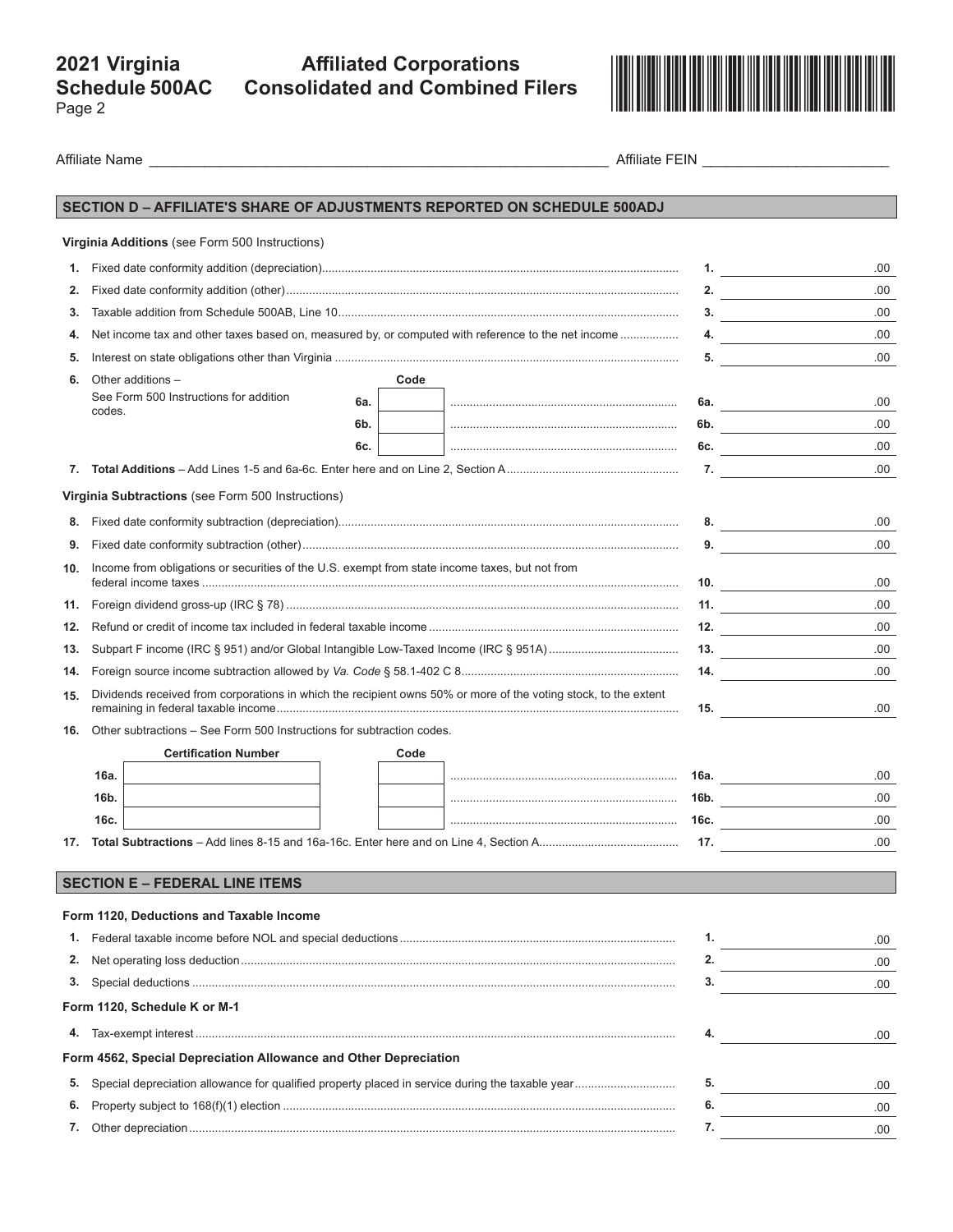# 2021 Virginia Schedule 500AC
## Affiliated Corporations Consolidated and Combined Filers

Page 2

Affiliate Name ______________________________ Affiliate FEIN ____________________

## SECTION D – AFFILIATE'S SHARE OF ADJUSTMENTS REPORTED ON SCHEDULE 500ADJ

**Virginia Additions** (see Form 500 Instructions)

| | | | |
|---|---|---|---|
| 1. | Fixed date conformity addition (depreciation) | 1. | .00 |
| 2. | Fixed date conformity addition (other) | 2. | .00 |
| 3. | Taxable addition from Schedule 500AB, Line 10 | 3. | .00 |
| 4. | Net income tax and other taxes based on, measured by, or computed with reference to the net income | 4. | .00 |
| 5. | Interest on state obligations other than Virginia | 5. | .00 |
| 6. | Other additions – See Form 500 Instructions for addition codes. Code 6a. ______ | 6a. | .00 |
| | Code 6b. ______ | 6b. | .00 |
| | Code 6c. ______ | 6c. | .00 |
| 7. | **Total Additions** – Add Lines 1-5 and 6a-6c. Enter here and on Line 2, Section A | 7. | .00 |

**Virginia Subtractions** (see Form 500 Instructions)

| | | | |
|---|---|---|---|
| 8. | Fixed date conformity subtraction (depreciation) | 8. | .00 |
| 9. | Fixed date conformity subtraction (other) | 9. | .00 |
| 10. | Income from obligations or securities of the U.S. exempt from state income taxes, but not from federal income taxes | 10. | .00 |
| 11. | Foreign dividend gross-up (IRC § 78) | 11. | .00 |
| 12. | Refund or credit of income tax included in federal taxable income | 12. | .00 |
| 13. | Subpart F income (IRC § 951) and/or Global Intangible Low-Taxed Income (IRC § 951A) | 13. | .00 |
| 14. | Foreign source income subtraction allowed by *Va. Code* § 58.1-402 C 8 | 14. | .00 |
| 15. | Dividends received from corporations in which the recipient owns 50% or more of the voting stock, to the extent remaining in federal taxable income | 15. | .00 |
| 16. | Other subtractions – See Form 500 Instructions for subtraction codes. | | |
| | 16a. Certification Number ______ Code ______ | 16a. | .00 |
| | 16b. Certification Number ______ Code ______ | 16b. | .00 |
| | 16c. Certification Number ______ Code ______ | 16c. | .00 |
| 17. | **Total Subtractions** – Add lines 8-15 and 16a-16c. Enter here and on Line 4, Section A | 17. | .00 |

## SECTION E – FEDERAL LINE ITEMS

**Form 1120, Deductions and Taxable Income**

| | | | |
|---|---|---|---|
| 1. | Federal taxable income before NOL and special deductions | 1. | .00 |
| 2. | Net operating loss deduction | 2. | .00 |
| 3. | Special deductions | 3. | .00 |

**Form 1120, Schedule K or M-1**

| | | | |
|---|---|---|---|
| 4. | Tax-exempt interest | 4. | .00 |

**Form 4562, Special Depreciation Allowance and Other Depreciation**

| | | | |
|---|---|---|---|
| 5. | Special depreciation allowance for qualified property placed in service during the taxable year | 5. | .00 |
| 6. | Property subject to 168(f)(1) election | 6. | .00 |
| 7. | Other depreciation | 7. | .00 |